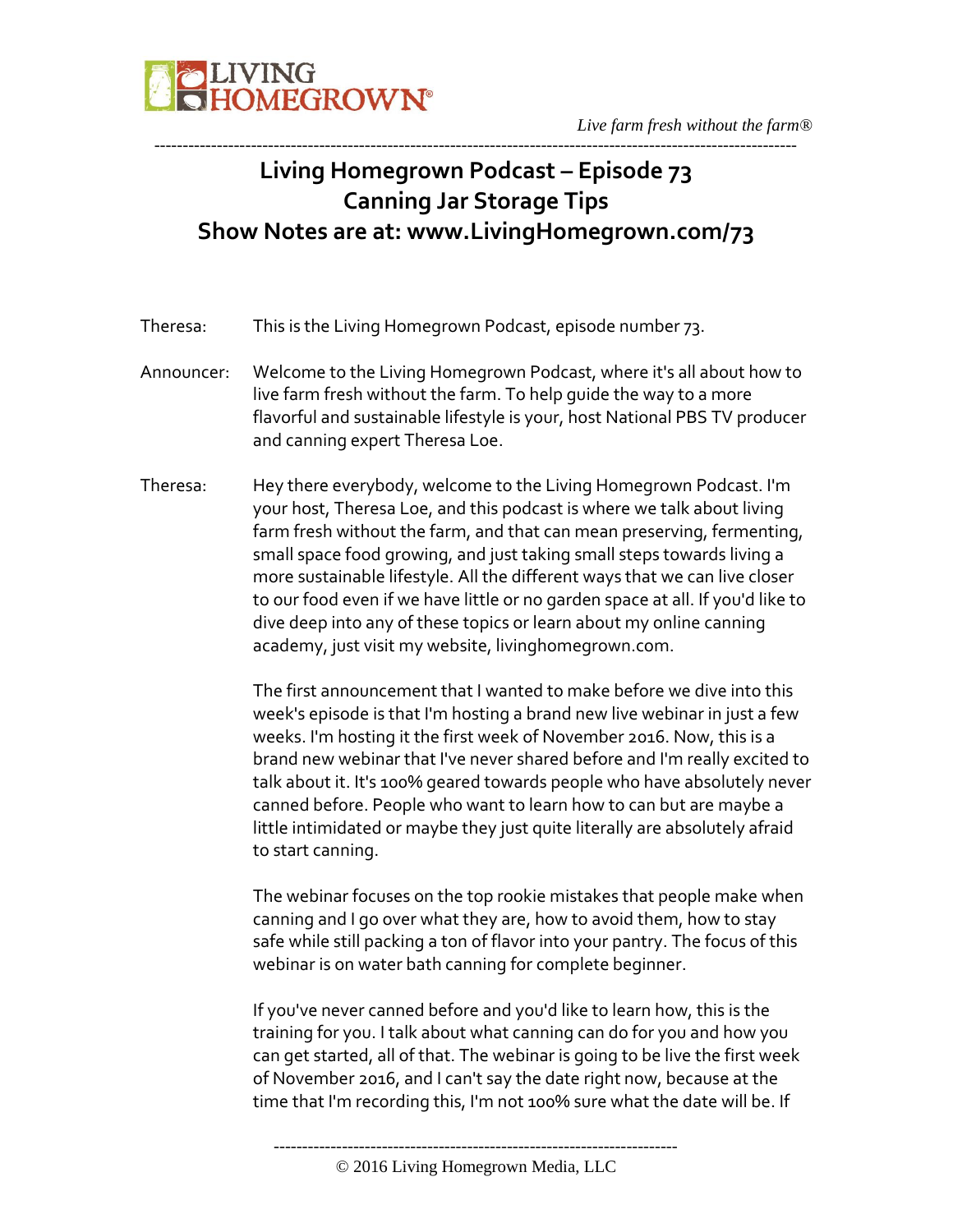# Living Homegrown Podcast – Episode 73
# Canning Jar Storage Tips
# Show Notes are at: www.LivingHomegrown.com/73

Theresa: This is the Living Homegrown Podcast, episode number 73.

Announcer: Welcome to the Living Homegrown Podcast, where it's all about how to live farm fresh without the farm. To help guide the way to a more flavorful and sustainable lifestyle is your, host National PBS TV producer and canning expert Theresa Loe.

Theresa: Hey there everybody, welcome to the Living Homegrown Podcast. I'm your host, Theresa Loe, and this podcast is where we talk about living farm fresh without the farm, and that can mean preserving, fermenting, small space food growing, and just taking small steps towards living a more sustainable lifestyle. All the different ways that we can live closer to our food even if we have little or no garden space at all. If you'd like to dive deep into any of these topics or learn about my online canning academy, just visit my website, livinghomegrown.com.

The first announcement that I wanted to make before we dive into this week's episode is that I'm hosting a brand new live webinar in just a few weeks. I'm hosting it the first week of November 2016. Now, this is a brand new webinar that I've never shared before and I'm really excited to talk about it. It's 100% geared towards people who have absolutely never canned before. People who want to learn how to can but are maybe a little intimidated or maybe they just quite literally are absolutely afraid to start canning.

The webinar focuses on the top rookie mistakes that people make when canning and I go over what they are, how to avoid them, how to stay safe while still packing a ton of flavor into your pantry. The focus of this webinar is on water bath canning for complete beginner.

If you've never canned before and you'd like to learn how, this is the training for you. I talk about what canning can do for you and how you can get started, all of that. The webinar is going to be live the first week of November 2016, and I can't say the date right now, because at the time that I'm recording this, I'm not 100% sure what the date will be. If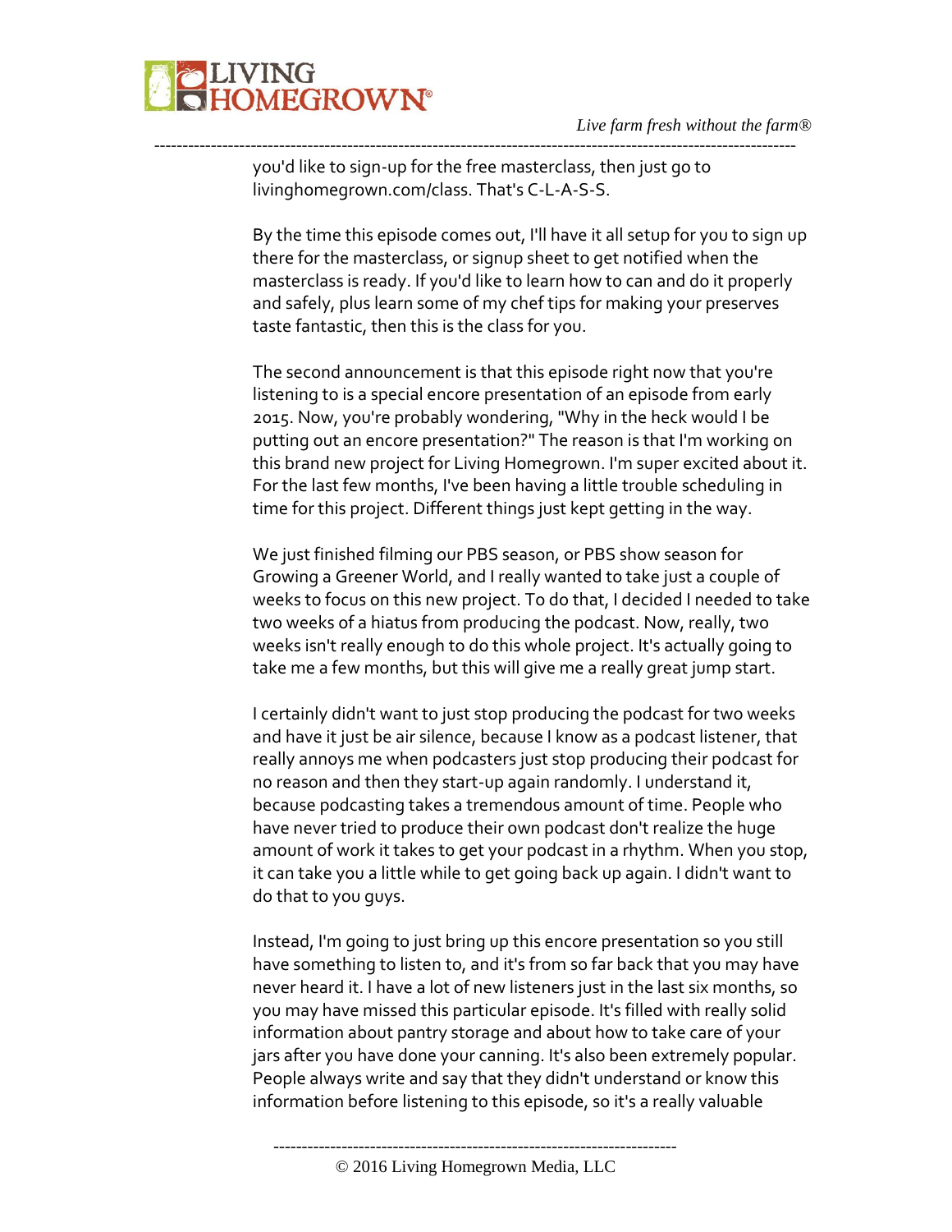you'd like to sign-up for the free masterclass, then just go to livinghomegrown.com/class. That's C-L-A-S-S.

By the time this episode comes out, I'll have it all setup for you to sign up there for the masterclass, or signup sheet to get notified when the masterclass is ready. If you'd like to learn how to can and do it properly and safely, plus learn some of my chef tips for making your preserves taste fantastic, then this is the class for you.

The second announcement is that this episode right now that you're listening to is a special encore presentation of an episode from early 2015. Now, you're probably wondering, "Why in the heck would I be putting out an encore presentation?" The reason is that I'm working on this brand new project for Living Homegrown. I'm super excited about it. For the last few months, I've been having a little trouble scheduling in time for this project. Different things just kept getting in the way.

We just finished filming our PBS season, or PBS show season for Growing a Greener World, and I really wanted to take just a couple of weeks to focus on this new project. To do that, I decided I needed to take two weeks of a hiatus from producing the podcast. Now, really, two weeks isn't really enough to do this whole project. It's actually going to take me a few months, but this will give me a really great jump start.

I certainly didn't want to just stop producing the podcast for two weeks and have it just be air silence, because I know as a podcast listener, that really annoys me when podcasters just stop producing their podcast for no reason and then they start-up again randomly. I understand it, because podcasting takes a tremendous amount of time. People who have never tried to produce their own podcast don't realize the huge amount of work it takes to get your podcast in a rhythm. When you stop, it can take you a little while to get going back up again. I didn't want to do that to you guys.

Instead, I'm going to just bring up this encore presentation so you still have something to listen to, and it's from so far back that you may have never heard it. I have a lot of new listeners just in the last six months, so you may have missed this particular episode. It's filled with really solid information about pantry storage and about how to take care of your jars after you have done your canning. It's also been extremely popular. People always write and say that they didn't understand or know this information before listening to this episode, so it's a really valuable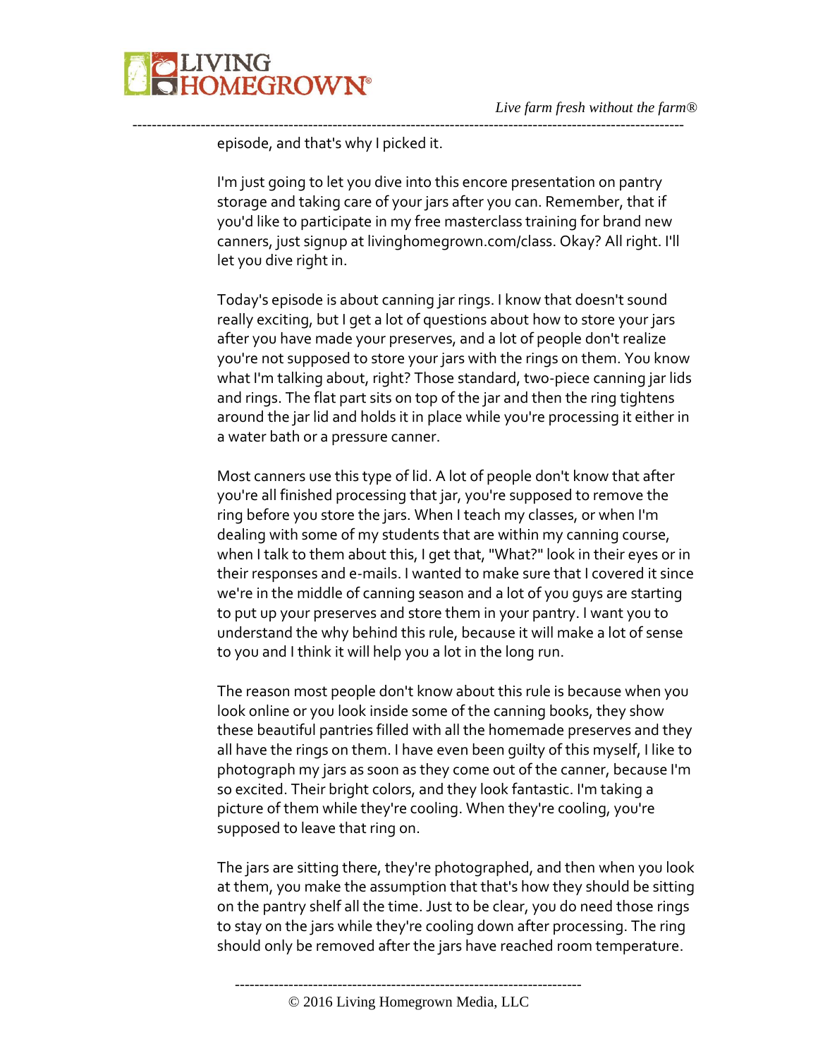episode, and that's why I picked it.

I'm just going to let you dive into this encore presentation on pantry storage and taking care of your jars after you can. Remember, that if you'd like to participate in my free masterclass training for brand new canners, just signup at livinghomegrown.com/class. Okay? All right. I'll let you dive right in.

Today's episode is about canning jar rings. I know that doesn't sound really exciting, but I get a lot of questions about how to store your jars after you have made your preserves, and a lot of people don't realize you're not supposed to store your jars with the rings on them. You know what I'm talking about, right? Those standard, two-piece canning jar lids and rings. The flat part sits on top of the jar and then the ring tightens around the jar lid and holds it in place while you're processing it either in a water bath or a pressure canner.

Most canners use this type of lid. A lot of people don't know that after you're all finished processing that jar, you're supposed to remove the ring before you store the jars. When I teach my classes, or when I'm dealing with some of my students that are within my canning course, when I talk to them about this, I get that, "What?" look in their eyes or in their responses and e-mails. I wanted to make sure that I covered it since we're in the middle of canning season and a lot of you guys are starting to put up your preserves and store them in your pantry. I want you to understand the why behind this rule, because it will make a lot of sense to you and I think it will help you a lot in the long run.

The reason most people don't know about this rule is because when you look online or you look inside some of the canning books, they show these beautiful pantries filled with all the homemade preserves and they all have the rings on them. I have even been guilty of this myself, I like to photograph my jars as soon as they come out of the canner, because I'm so excited. Their bright colors, and they look fantastic. I'm taking a picture of them while they're cooling. When they're cooling, you're supposed to leave that ring on.

The jars are sitting there, they're photographed, and then when you look at them, you make the assumption that that's how they should be sitting on the pantry shelf all the time. Just to be clear, you do need those rings to stay on the jars while they're cooling down after processing. The ring should only be removed after the jars have reached room temperature.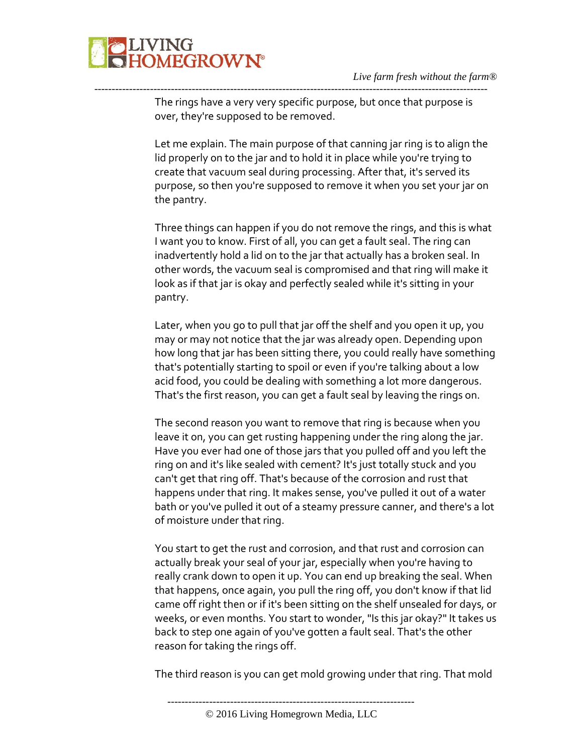The rings have a very very specific purpose, but once that purpose is over, they're supposed to be removed.

Let me explain. The main purpose of that canning jar ring is to align the lid properly on to the jar and to hold it in place while you're trying to create that vacuum seal during processing. After that, it's served its purpose, so then you're supposed to remove it when you set your jar on the pantry.

Three things can happen if you do not remove the rings, and this is what I want you to know. First of all, you can get a fault seal. The ring can inadvertently hold a lid on to the jar that actually has a broken seal. In other words, the vacuum seal is compromised and that ring will make it look as if that jar is okay and perfectly sealed while it's sitting in your pantry.

Later, when you go to pull that jar off the shelf and you open it up, you may or may not notice that the jar was already open. Depending upon how long that jar has been sitting there, you could really have something that's potentially starting to spoil or even if you're talking about a low acid food, you could be dealing with something a lot more dangerous. That's the first reason, you can get a fault seal by leaving the rings on.

The second reason you want to remove that ring is because when you leave it on, you can get rusting happening under the ring along the jar. Have you ever had one of those jars that you pulled off and you left the ring on and it's like sealed with cement? It's just totally stuck and you can't get that ring off. That's because of the corrosion and rust that happens under that ring. It makes sense, you've pulled it out of a water bath or you've pulled it out of a steamy pressure canner, and there's a lot of moisture under that ring.

You start to get the rust and corrosion, and that rust and corrosion can actually break your seal of your jar, especially when you're having to really crank down to open it up. You can end up breaking the seal. When that happens, once again, you pull the ring off, you don't know if that lid came off right then or if it's been sitting on the shelf unsealed for days, or weeks, or even months. You start to wonder, "Is this jar okay?" It takes us back to step one again of you've gotten a fault seal. That's the other reason for taking the rings off.

The third reason is you can get mold growing under that ring. That mold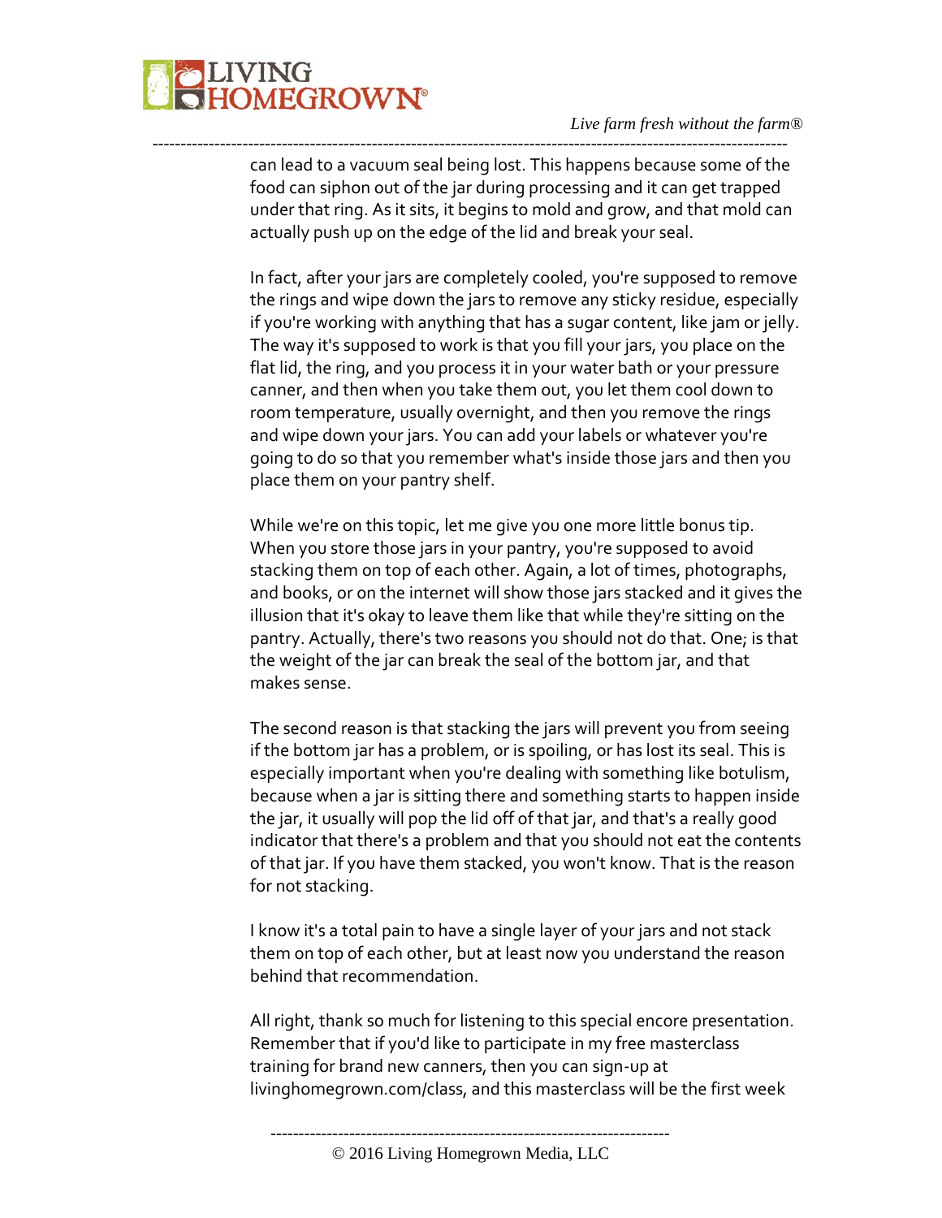can lead to a vacuum seal being lost. This happens because some of the food can siphon out of the jar during processing and it can get trapped under that ring. As it sits, it begins to mold and grow, and that mold can actually push up on the edge of the lid and break your seal.

In fact, after your jars are completely cooled, you're supposed to remove the rings and wipe down the jars to remove any sticky residue, especially if you're working with anything that has a sugar content, like jam or jelly. The way it's supposed to work is that you fill your jars, you place on the flat lid, the ring, and you process it in your water bath or your pressure canner, and then when you take them out, you let them cool down to room temperature, usually overnight, and then you remove the rings and wipe down your jars. You can add your labels or whatever you're going to do so that you remember what's inside those jars and then you place them on your pantry shelf.

While we're on this topic, let me give you one more little bonus tip. When you store those jars in your pantry, you're supposed to avoid stacking them on top of each other. Again, a lot of times, photographs, and books, or on the internet will show those jars stacked and it gives the illusion that it's okay to leave them like that while they're sitting on the pantry. Actually, there's two reasons you should not do that. One; is that the weight of the jar can break the seal of the bottom jar, and that makes sense.

The second reason is that stacking the jars will prevent you from seeing if the bottom jar has a problem, or is spoiling, or has lost its seal. This is especially important when you're dealing with something like botulism, because when a jar is sitting there and something starts to happen inside the jar, it usually will pop the lid off of that jar, and that's a really good indicator that there's a problem and that you should not eat the contents of that jar. If you have them stacked, you won't know. That is the reason for not stacking.

I know it's a total pain to have a single layer of your jars and not stack them on top of each other, but at least now you understand the reason behind that recommendation.

All right, thank so much for listening to this special encore presentation. Remember that if you'd like to participate in my free masterclass training for brand new canners, then you can sign-up at livinghomegrown.com/class, and this masterclass will be the first week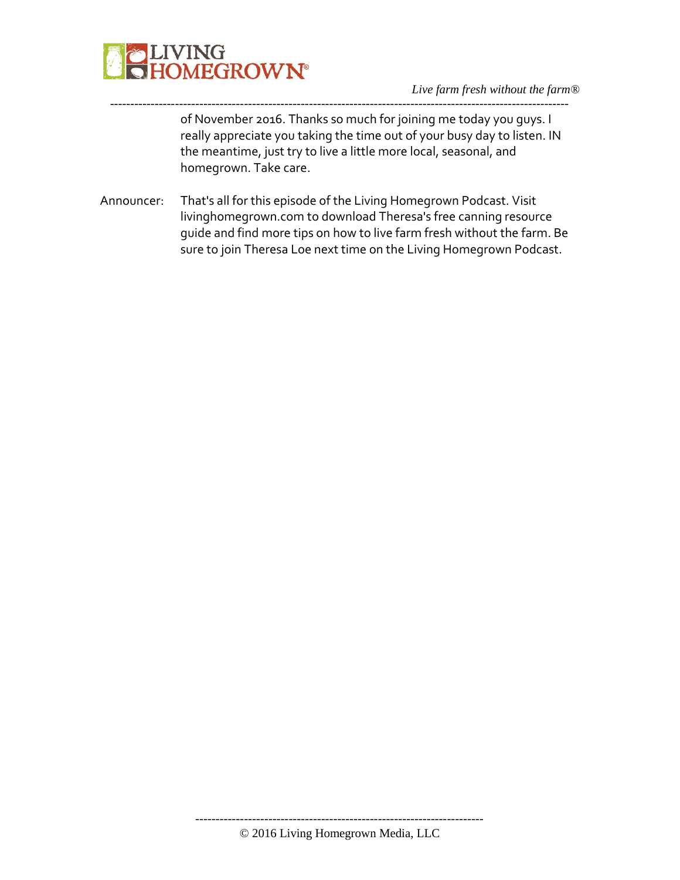of November 2016. Thanks so much for joining me today you guys. I really appreciate you taking the time out of your busy day to listen. IN the meantime, just try to live a little more local, seasonal, and homegrown. Take care.

Announcer: That's all for this episode of the Living Homegrown Podcast. Visit livinghomegrown.com to download Theresa's free canning resource guide and find more tips on how to live farm fresh without the farm. Be sure to join Theresa Loe next time on the Living Homegrown Podcast.